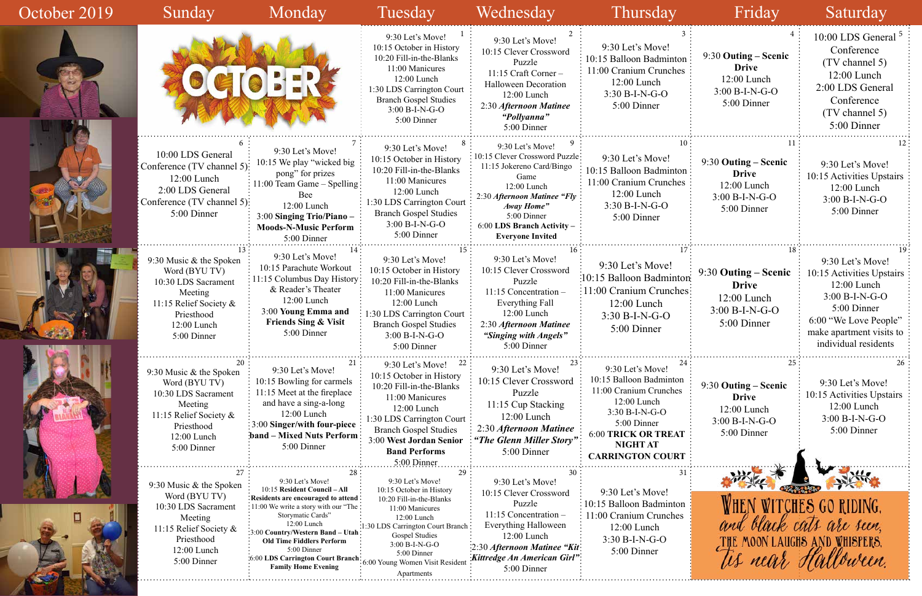# October 2019

| Sunday | Monday | Tuesday | Wednesday | Thursday | Friday | Saturday |
|---|---|---|---|---|---|---|
| | | **1**<br>9:30 Let's Move!<br>10:15 October in History<br>10:20 Fill-in-the-Blanks<br>11:00 Manicures<br>12:00 Lunch<br>1:30 LDS Carrington Court Branch Gospel Studies<br>3:00 B-I-N-G-O<br>5:00 Dinner | **2**<br>9:30 Let's Move!<br>10:15 Clever Crossword Puzzle<br>11:15 Craft Corner – Halloween Decoration<br>12:00 Lunch<br>2:30 ***Afternoon Matinee "Pollyanna"***<br>5:00 Dinner | **3**<br>9:30 Let's Move!<br>10:15 Balloon Badminton<br>11:00 Cranium Crunches<br>12:00 Lunch<br>3:30 B-I-N-G-O<br>5:00 Dinner | **4**<br>9:30 **Outing – Scenic Drive**<br>12:00 Lunch<br>3:00 B-I-N-G-O<br>5:00 Dinner | **5**<br>10:00 LDS General Conference (TV channel 5)<br>12:00 Lunch<br>2:00 LDS General Conference (TV channel 5)<br>5:00 Dinner |
| **6**<br>10:00 LDS General Conference (TV channel 5)<br>12:00 Lunch<br>2:00 LDS General Conference (TV channel 5)<br>5:00 Dinner | **7**<br>9:30 Let's Move!<br>10:15 We play "wicked big pong" for prizes<br>11:00 Team Game – Spelling Bee<br>12:00 Lunch<br>3:00 **Singing Trio/Piano – Moods-N-Music Perform**<br>5:00 Dinner | **8**<br>9:30 Let's Move!<br>10:15 October in History<br>10:20 Fill-in-the-Blanks<br>11:00 Manicures<br>12:00 Lunch<br>1:30 LDS Carrington Court Branch Gospel Studies<br>3:00 B-I-N-G-O<br>5:00 Dinner | **9**<br>9:30 Let's Move!<br>10:15 Clever Crossword Puzzle<br>11:15 Jokereno Card/Bingo Game<br>12:00 Lunch<br>2:30 ***Afternoon Matinee "Fly Away Home"***<br>5:00 Dinner<br>6:00 **LDS Branch Activity – Everyone Invited** | **10**<br>9:30 Let's Move!<br>10:15 Balloon Badminton<br>11:00 Cranium Crunches<br>12:00 Lunch<br>3:30 B-I-N-G-O<br>5:00 Dinner | **11**<br>9:30 **Outing – Scenic Drive**<br>12:00 Lunch<br>3:00 B-I-N-G-O<br>5:00 Dinner | **12**<br>9:30 Let's Move!<br>10:15 Activities Upstairs<br>12:00 Lunch<br>3:00 B-I-N-G-O<br>5:00 Dinner |
| **13**<br>9:30 Music & the Spoken Word (BYU TV)<br>10:30 LDS Sacrament Meeting<br>11:15 Relief Society & Priesthood<br>12:00 Lunch<br>5:00 Dinner | **14**<br>9:30 Let's Move!<br>10:15 Parachute Workout<br>11:15 Columbus Day History & Reader's Theater<br>12:00 Lunch<br>3:00 **Young Emma and Friends Sing & Visit**<br>5:00 Dinner | **15**<br>9:30 Let's Move!<br>10:15 October in History<br>10:20 Fill-in-the-Blanks<br>11:00 Manicures<br>12:00 Lunch<br>1:30 LDS Carrington Court Branch Gospel Studies<br>3:00 B-I-N-G-O<br>5:00 Dinner | **16**<br>9:30 Let's Move!<br>10:15 Clever Crossword Puzzle<br>11:15 Concentration – Everything Fall<br>12:00 Lunch<br>2:30 ***Afternoon Matinee "Singing with Angels"***<br>5:00 Dinner | **17**<br>9:30 Let's Move!<br>10:15 Balloon Badminton<br>11:00 Cranium Crunches<br>12:00 Lunch<br>3:30 B-I-N-G-O<br>5:00 Dinner | **18**<br>9:30 **Outing – Scenic Drive**<br>12:00 Lunch<br>3:00 B-I-N-G-O<br>5:00 Dinner | **19**<br>9:30 Let's Move!<br>10:15 Activities Upstairs<br>12:00 Lunch<br>3:00 B-I-N-G-O<br>5:00 Dinner<br>6:00 "We Love People" make apartment visits to individual residents |
| **20**<br>9:30 Music & the Spoken Word (BYU TV)<br>10:30 LDS Sacrament Meeting<br>11:15 Relief Society & Priesthood<br>12:00 Lunch<br>5:00 Dinner | **21**<br>9:30 Let's Move!<br>10:15 Bowling for carmels<br>11:15 Meet at the fireplace and have a sing-a-long<br>12:00 Lunch<br>3:00 **Singer/with four-piece band – Mixed Nuts Perform**<br>5:00 Dinner | **22**<br>9:30 Let's Move!<br>10:15 October in History<br>10:20 Fill-in-the-Blanks<br>11:00 Manicures<br>12:00 Lunch<br>1:30 LDS Carrington Court Branch Gospel Studies<br>3:00 **West Jordan Senior Band Performs**<br>5:00 Dinner | **23**<br>9:30 Let's Move!<br>10:15 Clever Crossword Puzzle<br>11:15 Cup Stacking<br>12:00 Lunch<br>2:30 ***Afternoon Matinee "The Glenn Miller Story"***<br>5:00 Dinner | **24**<br>9:30 Let's Move!<br>10:15 Balloon Badminton<br>11:00 Cranium Crunches<br>12:00 Lunch<br>3:30 B-I-N-G-O<br>5:00 Dinner<br>6:00 **TRICK OR TREAT NIGHT AT CARRINGTON COURT** | **25**<br>9:30 **Outing – Scenic Drive**<br>12:00 Lunch<br>3:00 B-I-N-G-O<br>5:00 Dinner | **26**<br>9:30 Let's Move!<br>10:15 Activities Upstairs<br>12:00 Lunch<br>3:00 B-I-N-G-O<br>5:00 Dinner |
| **27**<br>9:30 Music & the Spoken Word (BYU TV)<br>10:30 LDS Sacrament Meeting<br>11:15 Relief Society & Priesthood<br>12:00 Lunch<br>5:00 Dinner | **28**<br>9:30 Let's Move!<br>10:15 **Resident Council – All Residents are encouraged to attend**<br>11:00 We write a story with our "The Storymatic Cards"<br>12:00 Lunch<br>3:00 **Country/Western Band – Utah Old Time Fiddlers Perform**<br>5:00 Dinner<br>6:00 **LDS Carrington Court Branch Family Home Evening** | **29**<br>9:30 Let's Move!<br>10:15 October in History<br>10:20 Fill-in-the-Blanks<br>11:00 Manicures<br>12:00 Lunch<br>1:30 LDS Carrington Court Branch Gospel Studies<br>3:00 B-I-N-G-O<br>5:00 Dinner<br>6:00 Young Women Visit Resident Apartments | **30**<br>9:30 Let's Move!<br>10:15 Clever Crossword Puzzle<br>11:15 Concentration – Everything Halloween<br>12:00 Lunch<br>2:30 ***Afternoon Matinee "Kit Kittredge An American Girl"***<br>5:00 Dinner | **31**<br>9:30 Let's Move!<br>10:15 Balloon Badminton<br>11:00 Cranium Crunches<br>12:00 Lunch<br>3:30 B-I-N-G-O<br>5:00 Dinner | | |

When witches go riding,
and black cats are seen,
the moon laughs and whispers,
'tis near Halloween.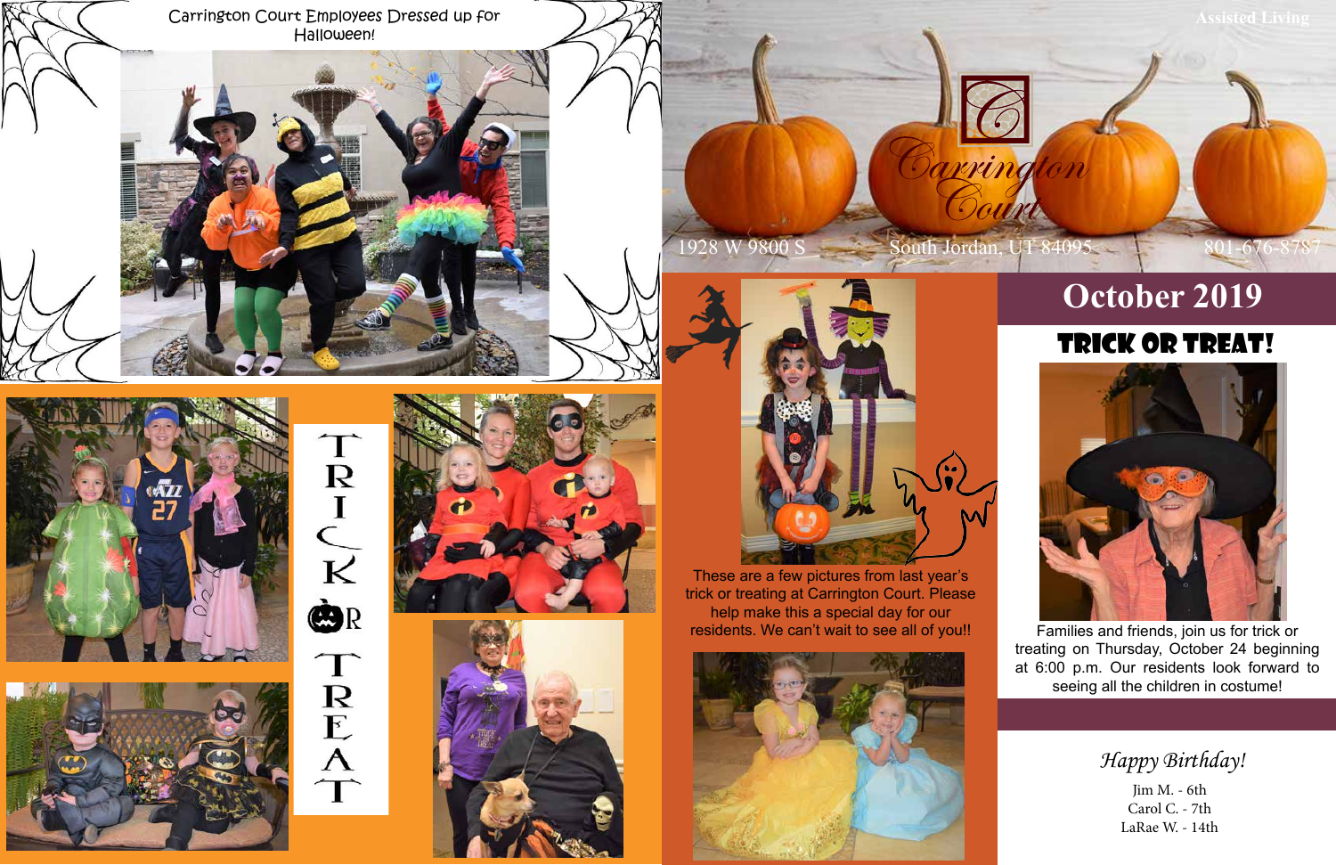Carrington Court Employees Dressed up for Halloween!

TRICK OR TREAT

Assisted Living

Carrington Court

1928 W 9800 S

South Jordan, UT 84095

801-676-8787

These are a few pictures from last year's trick or treating at Carrington Court. Please help make this a special day for our residents. We can't wait to see all of you!!

## October 2019

### TRICK OR TREAT!

Families and friends, join us for trick or treating on Thursday, October 24 beginning at 6:00 p.m. Our residents look forward to seeing all the children in costume!

*Happy Birthday!*

Jim M. - 6th
Carol C. - 7th
LaRae W. - 14th